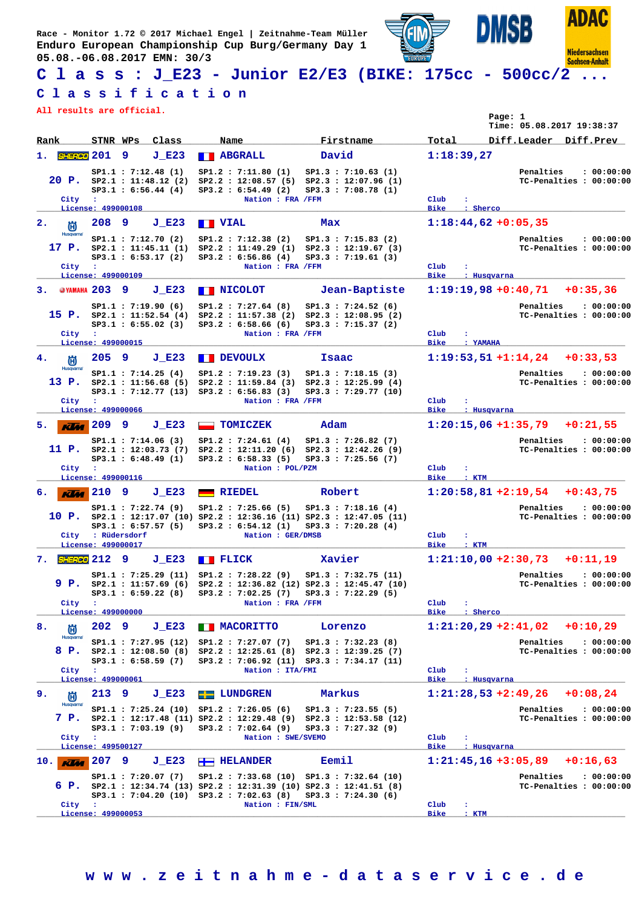Race - Monitor 1.72 © 2017 Michael Engel | Zeitnahme-Team Müller
Enduro European Championship Cup Burg/Germany Day 1
05.08.-06.08.2017 EMN: 30/3

# Class : J_E23 - Junior E2/E3 (BIKE: 175cc - 500cc/2 ...

## Classification

All results are official.

Page: 1
Time: 05.08.2017 19:38:37

| Rank | STNR | WPs | Class | Name | Firstname | Total | Diff.Leader | Diff.Prev |
|---|---|---|---|---|---|---|---|---|
| 1. | 201 | 9 | J_E23 | ABGRALL | David | 1:18:39,27 | | |
| 2. | 208 | 9 | J_E23 | VIAL | Max | 1:18:44,62 | +0:05,35 | |
| 3. | 203 | 9 | J_E23 | NICOLOT | Jean-Baptiste | 1:19:19,98 | +0:40,71 | +0:35,36 |
| 4. | 205 | 9 | J_E23 | DEVOULX | Isaac | 1:19:53,51 | +1:14,24 | +0:33,53 |
| 5. | 209 | 9 | J_E23 | TOMICZEK | Adam | 1:20:15,06 | +1:35,79 | +0:21,55 |
| 6. | 210 | 9 | J_E23 | RIEDEL | Robert | 1:20:58,81 | +2:19,54 | +0:43,75 |
| 7. | 212 | 9 | J_E23 | FLICK | Xavier | 1:21:10,00 | +2:30,73 | +0:11,19 |
| 8. | 202 | 9 | J_E23 | MACORITTO | Lorenzo | 1:21:20,29 | +2:41,02 | +0:10,29 |
| 9. | 213 | 9 | J_E23 | LUNDGREN | Markus | 1:21:28,53 | +2:49,26 | +0:08,24 |
| 10. | 207 | 9 | J_E23 | HELANDER | Eemil | 1:21:45,16 | +3:05,89 | +0:16,63 |

**1. 201 ABGRALL David** — 20 P.
SP1.1 : 7:12.48 (1) SP1.2 : 7:11.80 (1) SP1.3 : 7:10.63 (1)
SP2.1 : 11:48.12 (2) SP2.2 : 12:08.57 (5) SP2.3 : 12:07.96 (1)
SP3.1 : 6:56.44 (4) SP3.2 : 6:54.49 (2) SP3.3 : 7:08.78 (1)
Penalties : 00:00:00 | TC-Penalties : 00:00:00
City : | Nation : FRA /FFM | Club : | Bike : Sherco
License: 499000108

**2. 208 VIAL Max** — 17 P.
SP1.1 : 7:12.70 (2) SP1.2 : 7:12.38 (2) SP1.3 : 7:15.83 (2)
SP2.1 : 11:45.11 (1) SP2.2 : 11:49.29 (1) SP2.3 : 12:19.67 (3)
SP3.1 : 6:53.17 (2) SP3.2 : 6:56.86 (4) SP3.3 : 7:19.61 (3)
Penalties : 00:00:00 | TC-Penalties : 00:00:00
City : | Nation : FRA /FFM | Club : | Bike : Husqvarna
License: 499000109

**3. 203 NICOLOT Jean-Baptiste** — 15 P.
SP1.1 : 7:19.90 (6) SP1.2 : 7:27.64 (8) SP1.3 : 7:24.52 (6)
SP2.1 : 11:52.54 (4) SP2.2 : 11:57.38 (2) SP2.3 : 12:08.95 (2)
SP3.1 : 6:55.02 (3) SP3.2 : 6:58.66 (6) SP3.3 : 7:15.37 (2)
Penalties : 00:00:00 | TC-Penalties : 00:00:00
City : | Nation : FRA /FFM | Club : | Bike : YAMAHA
License: 499000015

**4. 205 DEVOULX Isaac** — 13 P.
SP1.1 : 7:14.25 (4) SP1.2 : 7:19.23 (3) SP1.3 : 7:18.15 (3)
SP2.1 : 11:56.68 (5) SP2.2 : 11:59.84 (3) SP2.3 : 12:25.99 (4)
SP3.1 : 7:12.77 (13) SP3.2 : 6:56.83 (3) SP3.3 : 7:29.77 (10)
Penalties : 00:00:00 | TC-Penalties : 00:00:00
City : | Nation : FRA /FFM | Club : | Bike : Husqvarna
License: 499000066

**5. 209 TOMICZEK Adam** — 11 P.
SP1.1 : 7:14.06 (3) SP1.2 : 7:24.61 (4) SP1.3 : 7:26.82 (7)
SP2.1 : 12:03.73 (7) SP2.2 : 12:11.20 (6) SP2.3 : 12:42.26 (9)
SP3.1 : 6:48.49 (1) SP3.2 : 6:58.33 (5) SP3.3 : 7:25.56 (7)
Penalties : 00:00:00 | TC-Penalties : 00:00:00
City : | Nation : POL/PZM | Club : | Bike : KTM
License: 499000116

**6. 210 RIEDEL Robert** — 10 P.
SP1.1 : 7:22.74 (9) SP1.2 : 7:25.66 (5) SP1.3 : 7:18.16 (4)
SP2.1 : 12:17.07 (10) SP2.2 : 12:36.16 (11) SP2.3 : 12:47.05 (11)
SP3.1 : 6:57.57 (5) SP3.2 : 6:54.12 (1) SP3.3 : 7:20.28 (4)
Penalties : 00:00:00 | TC-Penalties : 00:00:00
City : Rüdersdorf | Nation : GER/DMSB | Club : | Bike : KTM
License: 499000017

**7. 212 FLICK Xavier** — 9 P.
SP1.1 : 7:25.29 (11) SP1.2 : 7:28.22 (9) SP1.3 : 7:32.75 (11)
SP2.1 : 11:57.69 (6) SP2.2 : 12:36.82 (12) SP2.3 : 12:45.47 (10)
SP3.1 : 6:59.22 (8) SP3.2 : 7:02.25 (7) SP3.3 : 7:22.29 (5)
Penalties : 00:00:00 | TC-Penalties : 00:00:00
City : | Nation : FRA /FFM | Club : | Bike : Sherco
License: 499000000

**8. 202 MACORITTO Lorenzo** — 8 P.
SP1.1 : 7:27.95 (12) SP1.2 : 7:27.07 (7) SP1.3 : 7:32.23 (8)
SP2.1 : 12:08.50 (8) SP2.2 : 12:25.61 (8) SP2.3 : 12:39.25 (7)
SP3.1 : 6:58.59 (7) SP3.2 : 7:06.92 (11) SP3.3 : 7:34.17 (11)
Penalties : 00:00:00 | TC-Penalties : 00:00:00
City : | Nation : ITA/FMI | Club : | Bike : Husqvarna
License: 499000061

**9. 213 LUNDGREN Markus** — 7 P.
SP1.1 : 7:25.24 (10) SP1.2 : 7:26.05 (6) SP1.3 : 7:23.55 (5)
SP2.1 : 12:17.48 (11) SP2.2 : 12:29.48 (9) SP2.3 : 12:53.58 (12)
SP3.1 : 7:03.19 (9) SP3.2 : 7:02.64 (9) SP3.3 : 7:27.32 (9)
Penalties : 00:00:00 | TC-Penalties : 00:00:00
City : | Nation : SWE/SVEMO | Club : | Bike : Husqvarna
License: 499500127

**10. 207 HELANDER Eemil** — 6 P.
SP1.1 : 7:20.07 (7) SP1.2 : 7:33.68 (10) SP1.3 : 7:32.64 (10)
SP2.1 : 12:34.74 (13) SP2.2 : 12:31.39 (10) SP2.3 : 12:41.51 (8)
SP3.1 : 7:04.20 (10) SP3.2 : 7:02.63 (8) SP3.3 : 7:24.30 (6)
Penalties : 00:00:00 | TC-Penalties : 00:00:00
City : | Nation : FIN/SML | Club : | Bike : KTM
License: 499000053

www.zeitnahme-dataservice.de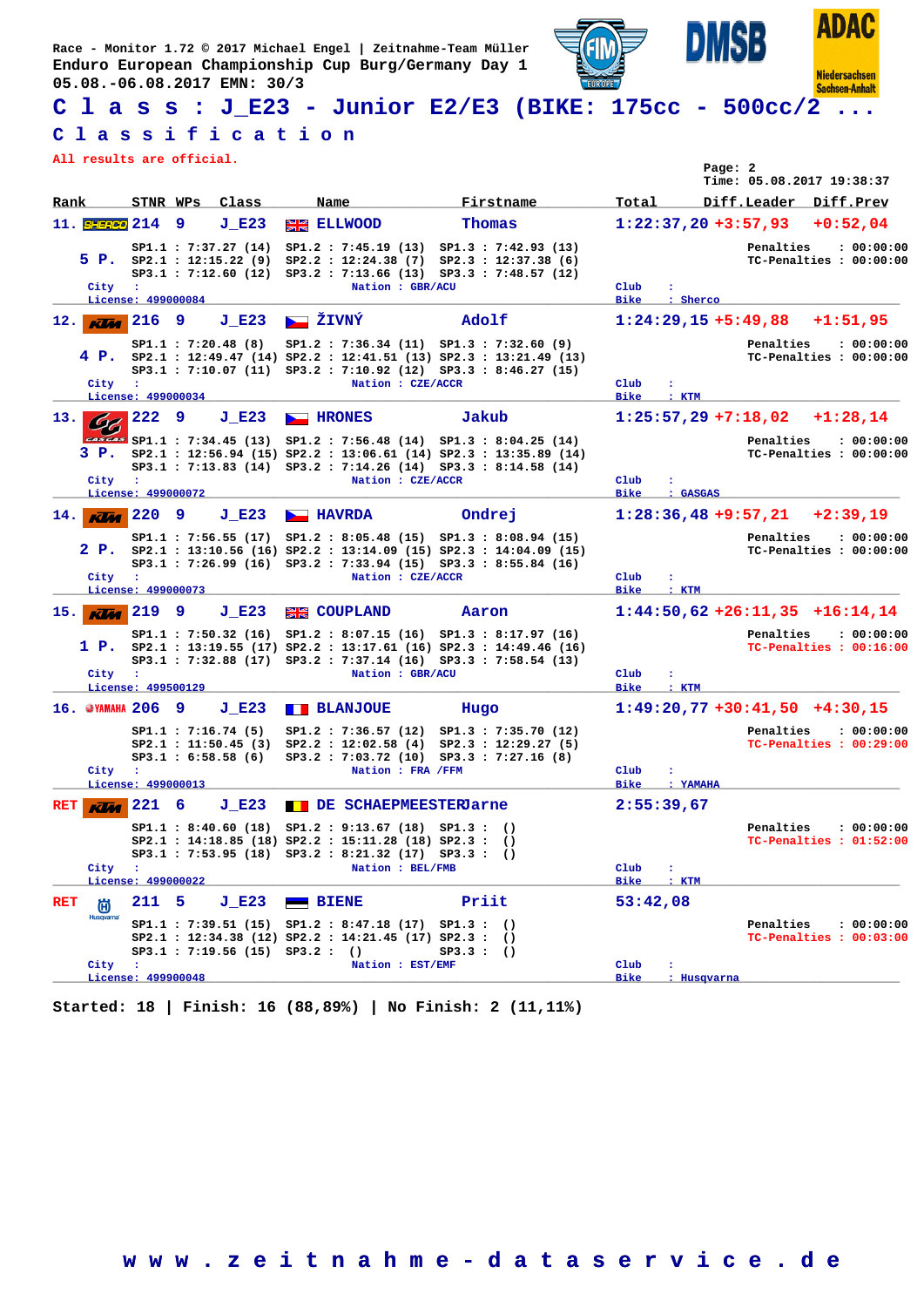Race - Monitor 1.72 © 2017 Michael Engel | Zeitnahme-Team Müller
Enduro European Championship Cup Burg/Germany Day 1
05.08.-06.08.2017 EMN: 30/3

# C l a s s : J_E23 - Junior E2/E3 (BIKE: 175cc - 500cc/2 ...

## C l a s s i f i c a t i o n

All results are official.

Page: 2
Time: 05.08.2017 19:38:37

| Rank | STNR | WPs | Class | Name | Firstname | Total | Diff.Leader | Diff.Prev |
|---|---|---|---|---|---|---|---|---|
| 11. | 214 | 9 | J_E23 | ELLWOOD | Thomas | 1:22:37,20 | +3:57,93 | +0:52,04 |
| 12. | 216 | 9 | J_E23 | ŽIVNÝ | Adolf | 1:24:29,15 | +5:49,88 | +1:51,95 |
| 13. | 222 | 9 | J_E23 | HRONES | Jakub | 1:25:57,29 | +7:18,02 | +1:28,14 |
| 14. | 220 | 9 | J_E23 | HAVRDA | Ondrej | 1:28:36,48 | +9:57,21 | +2:39,19 |
| 15. | 219 | 9 | J_E23 | COUPLAND | Aaron | 1:44:50,62 | +26:11,35 | +16:14,14 |
| 16. | 206 | 9 | J_E23 | BLANJOUE | Hugo | 1:49:20,77 | +30:41,50 | +4:30,15 |
| RET | 221 | 6 | J_E23 | DE SCHAEPMEESTER | Jarne | 2:55:39,67 | | |
| RET | 211 | 5 | J_E23 | BIENE | Priit | 53:42,08 | | |

**11. 214 ELLWOOD Thomas** — 5 P.
SP1.1 : 7:37.27 (14) SP1.2 : 7:45.19 (13) SP1.3 : 7:42.93 (13)
SP2.1 : 12:15.22 (9) SP2.2 : 12:24.38 (7) SP2.3 : 12:37.38 (6)
SP3.1 : 7:12.60 (12) SP3.2 : 7:13.66 (13) SP3.3 : 7:48.57 (12)
Penalties : 00:00:00 | TC-Penalties : 00:00:00
City : | Nation : GBR/ACU | Club : | License: 499000084 | Bike : Sherco

**12. 216 ŽIVNÝ Adolf** — 4 P.
SP1.1 : 7:20.48 (8) SP1.2 : 7:36.34 (11) SP1.3 : 7:32.60 (9)
SP2.1 : 12:49.47 (14) SP2.2 : 12:41.51 (13) SP2.3 : 13:21.49 (13)
SP3.1 : 7:10.07 (11) SP3.2 : 7:10.92 (12) SP3.3 : 8:46.27 (15)
Penalties : 00:00:00 | TC-Penalties : 00:00:00
City : | Nation : CZE/ACCR | Club : | License: 499000034 | Bike : KTM

**13. 222 HRONES Jakub** — 3 P.
SP1.1 : 7:34.45 (13) SP1.2 : 7:56.48 (14) SP1.3 : 8:04.25 (14)
SP2.1 : 12:56.94 (15) SP2.2 : 13:06.61 (14) SP2.3 : 13:35.89 (14)
SP3.1 : 7:13.83 (14) SP3.2 : 7:14.26 (14) SP3.3 : 8:14.58 (14)
Penalties : 00:00:00 | TC-Penalties : 00:00:00
City : | Nation : CZE/ACCR | Club : | License: 499000072 | Bike : GASGAS

**14. 220 HAVRDA Ondrej** — 2 P.
SP1.1 : 7:56.55 (17) SP1.2 : 8:05.48 (15) SP1.3 : 8:08.94 (15)
SP2.1 : 13:10.56 (16) SP2.2 : 13:14.09 (15) SP2.3 : 14:04.09 (15)
SP3.1 : 7:26.99 (16) SP3.2 : 7:33.94 (15) SP3.3 : 8:55.84 (16)
Penalties : 00:00:00 | TC-Penalties : 00:00:00
City : | Nation : CZE/ACCR | Club : | License: 499000073 | Bike : KTM

**15. 219 COUPLAND Aaron** — 1 P.
SP1.1 : 7:50.32 (16) SP1.2 : 8:07.15 (16) SP1.3 : 8:17.97 (16)
SP2.1 : 13:19.55 (17) SP2.2 : 13:17.61 (16) SP2.3 : 14:49.46 (16)
SP3.1 : 7:32.88 (17) SP3.2 : 7:37.14 (16) SP3.3 : 7:58.54 (13)
Penalties : 00:00:00 | TC-Penalties : 00:16:00
City : | Nation : GBR/ACU | Club : | License: 499500129 | Bike : KTM

**16. 206 BLANJOUE Hugo**
SP1.1 : 7:16.74 (5) SP1.2 : 7:36.57 (12) SP1.3 : 7:35.70 (12)
SP2.1 : 11:50.45 (3) SP2.2 : 12:02.58 (4) SP2.3 : 12:29.27 (5)
SP3.1 : 6:58.58 (6) SP3.2 : 7:03.72 (10) SP3.3 : 7:27.16 (8)
Penalties : 00:00:00 | TC-Penalties : 00:29:00
City : | Nation : FRA /FFM | Club : | License: 499000013 | Bike : YAMAHA

**RET 221 DE SCHAEPMEESTER Jarne**
SP1.1 : 8:40.60 (18) SP1.2 : 9:13.67 (18) SP1.3 : ()
SP2.1 : 14:18.85 (18) SP2.2 : 15:11.28 (18) SP2.3 : ()
SP3.1 : 7:53.95 (18) SP3.2 : 8:21.32 (17) SP3.3 : ()
Penalties : 00:00:00 | TC-Penalties : 01:52:00
City : | Nation : BEL/FMB | Club : | License: 499000022 | Bike : KTM

**RET 211 BIENE Priit**
SP1.1 : 7:39.51 (15) SP1.2 : 8:47.18 (17) SP1.3 : ()
SP2.1 : 12:34.38 (12) SP2.2 : 14:21.45 (17) SP2.3 : ()
SP3.1 : 7:19.56 (15) SP3.2 : () SP3.3 : ()
Penalties : 00:00:00 | TC-Penalties : 00:03:00
City : | Nation : EST/EMF | Club : | License: 499000048 | Bike : Husqvarna

Started: 18 | Finish: 16 (88,89%) | No Finish: 2 (11,11%)

w w w . z e i t n a h m e - d a t a s e r v i c e . d e